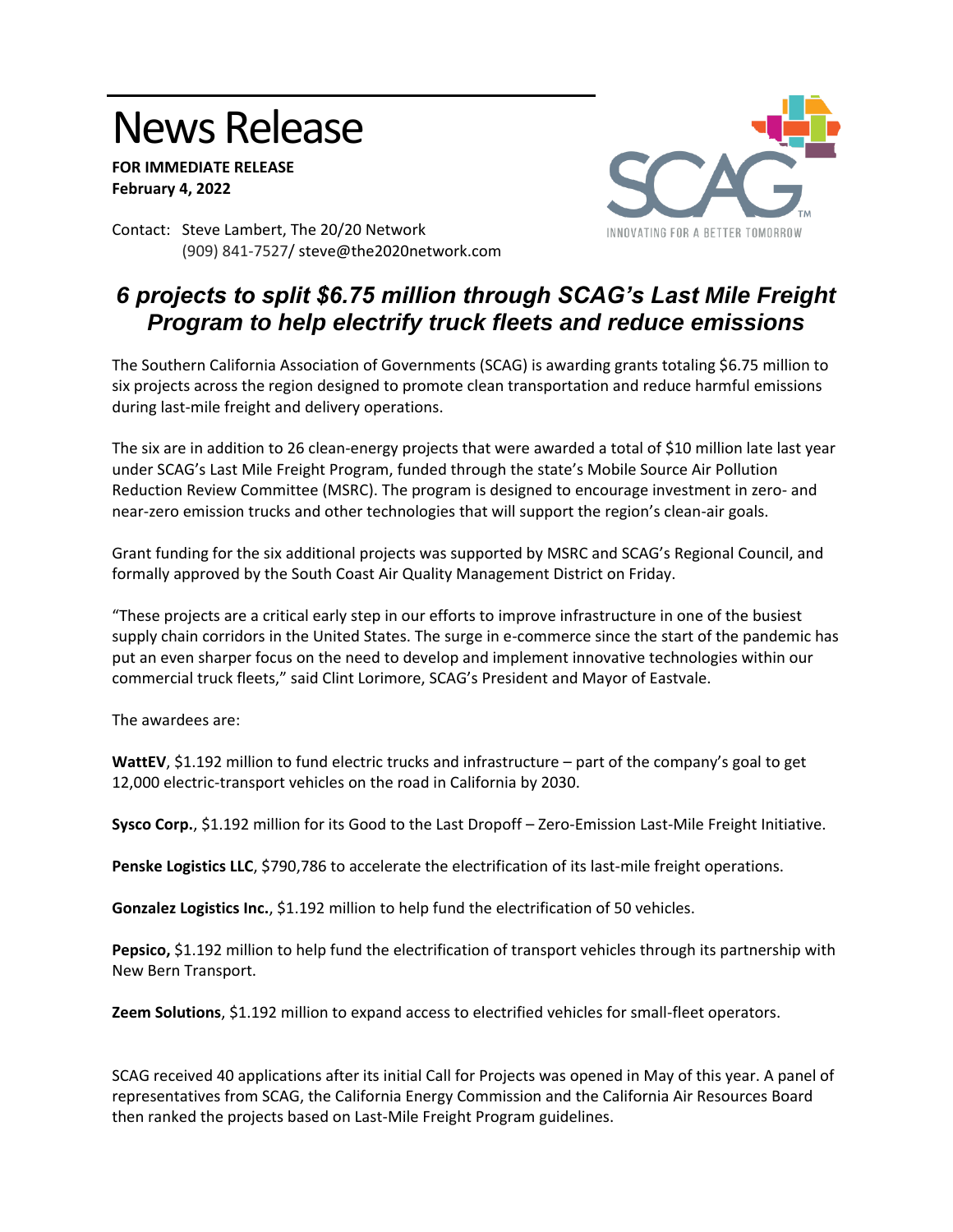# News Release

**FOR IMMEDIATE RELEASE**
**February 4, 2022**

Contact: Steve Lambert, The 20/20 Network
(909) 841-7527/ steve@the2020network.com

## *6 projects to split $6.75 million through SCAG's Last Mile Freight Program to help electrify truck fleets and reduce emissions*

The Southern California Association of Governments (SCAG) is awarding grants totaling $6.75 million to six projects across the region designed to promote clean transportation and reduce harmful emissions during last-mile freight and delivery operations.

The six are in addition to 26 clean-energy projects that were awarded a total of $10 million late last year under SCAG's Last Mile Freight Program, funded through the state's Mobile Source Air Pollution Reduction Review Committee (MSRC). The program is designed to encourage investment in zero- and near-zero emission trucks and other technologies that will support the region's clean-air goals.

Grant funding for the six additional projects was supported by MSRC and SCAG's Regional Council, and formally approved by the South Coast Air Quality Management District on Friday.

"These projects are a critical early step in our efforts to improve infrastructure in one of the busiest supply chain corridors in the United States. The surge in e-commerce since the start of the pandemic has put an even sharper focus on the need to develop and implement innovative technologies within our commercial truck fleets," said Clint Lorimore, SCAG's President and Mayor of Eastvale.

The awardees are:

**WattEV**, $1.192 million to fund electric trucks and infrastructure – part of the company's goal to get 12,000 electric-transport vehicles on the road in California by 2030.

**Sysco Corp.**, $1.192 million for its Good to the Last Dropoff – Zero-Emission Last-Mile Freight Initiative.

**Penske Logistics LLC**, $790,786 to accelerate the electrification of its last-mile freight operations.

**Gonzalez Logistics Inc.**, $1.192 million to help fund the electrification of 50 vehicles.

**Pepsico,** $1.192 million to help fund the electrification of transport vehicles through its partnership with New Bern Transport.

**Zeem Solutions**, $1.192 million to expand access to electrified vehicles for small-fleet operators.

SCAG received 40 applications after its initial Call for Projects was opened in May of this year. A panel of representatives from SCAG, the California Energy Commission and the California Air Resources Board then ranked the projects based on Last-Mile Freight Program guidelines.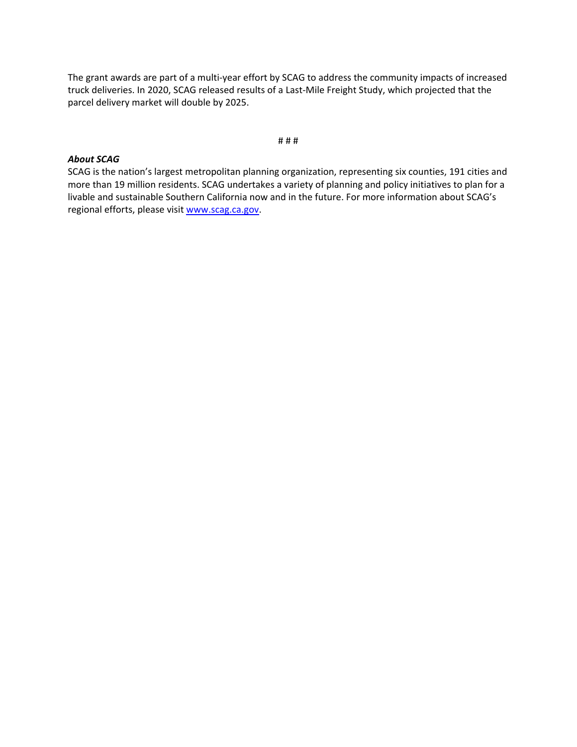The grant awards are part of a multi-year effort by SCAG to address the community impacts of increased truck deliveries. In 2020, SCAG released results of a Last-Mile Freight Study, which projected that the parcel delivery market will double by 2025.

# # #

***About SCAG***

SCAG is the nation's largest metropolitan planning organization, representing six counties, 191 cities and more than 19 million residents. SCAG undertakes a variety of planning and policy initiatives to plan for a livable and sustainable Southern California now and in the future. For more information about SCAG's regional efforts, please visit [www.scag.ca.gov](http://www.scag.ca.gov).